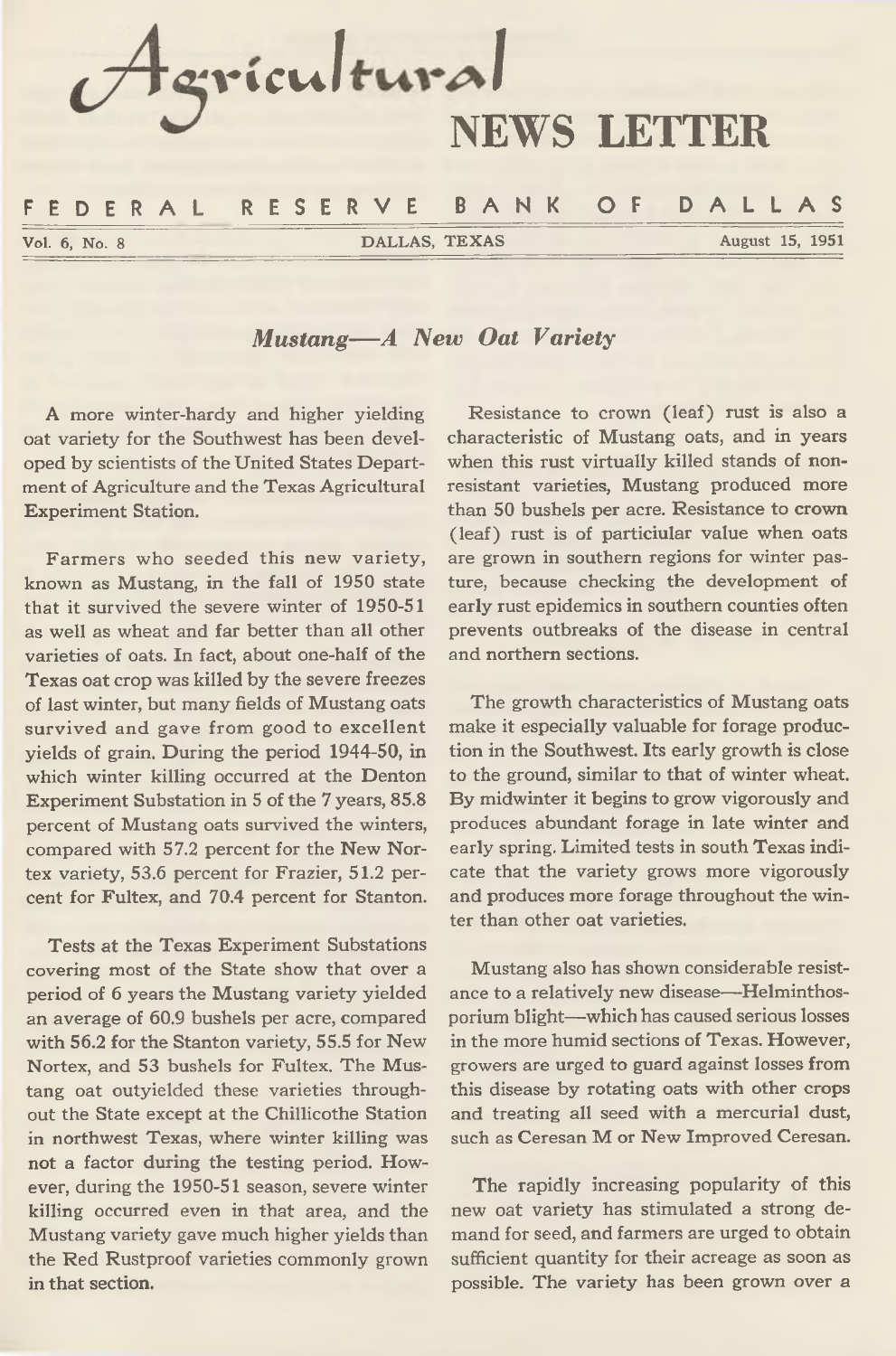# Agricultural NEWS LETTER

FEDERAL RESERVE BANK OF DALLAS

Vol. 6, No. 8 DALLAS, TEXAS August 15, 1951

## *Mustang—A New Oat Variety*

A more winter-hardy and higher yielding oat variety for the Southwest has been developed by scientists of the United States Department of Agriculture and the Texas Agricultural Experiment Station.

Farmers who seeded this new variety, known as Mustang, in the fall of 1950 state that it survived the severe winter of 1950-51 as well as wheat and far better than all other varieties of oats. In fact, about one-half of the Texas oat crop was killed by the severe freezes of last winter, but many fields of Mustang oats survived and gave from good to excellent yields of grain. During the period 1944-50, in which winter killing occurred at the Denton Experiment Substation in 5 of the 7 years, 85.8 percent of Mustang oats survived the winters, compared with 57.2 percent for the New Nortex variety, 53.6 percent for Frazier, 51.2 percent for Fultex, and 70.4 percent for Stanton.

Tests at the Texas Experiment Substations covering most of the State show that over a period of 6 years the Mustang variety yielded an average of 60.9 bushels per acre, compared with 56.2 for the Stanton variety, 55.5 for New Nortex, and 53 bushels for Fultex. The Mustang oat outyielded these varieties throughout the State except at the Chillicothe Station in northwest Texas, where winter killing was not a factor during the testing period. However, during the 1950-51 season, severe winter killing occurred even in that area, and the Mustang variety gave much higher yields than the Red Rustproof varieties commonly grown in that section.

Resistance to crown (leaf) rust is also a characteristic of Mustang oats, and in years when this rust virtually killed stands of nonresistant varieties, Mustang produced more than 50 bushels per acre. Resistance to crown (leaf) rust is of particiular value when oats are grown in southern regions for winter pasture, because checking the development of early rust epidemics in southern counties often prevents outbreaks of the disease in central and northern sections.

The growth characteristics of Mustang oats make it especially valuable for forage production in the Southwest. Its early growth is close to the ground, similar to that of winter wheat. By midwinter it begins to grow vigorously and produces abundant forage in late winter and early spring. Limited tests in south Texas indicate that the variety grows more vigorously and produces more forage throughout the winter than other oat varieties.

Mustang also has shown considerable resistance to a relatively new disease—Helminthosporium blight—which has caused serious losses in the more humid sections of Texas. However, growers are urged to guard against losses from this disease by rotating oats with other crops and treating all seed with a mercurial dust, such as Ceresan M or New Improved Ceresan.

The rapidly increasing popularity of this new oat variety has stimulated a strong demand for seed, and farmers are urged to obtain sufficient quantity for their acreage as soon as possible. The variety has been grown over a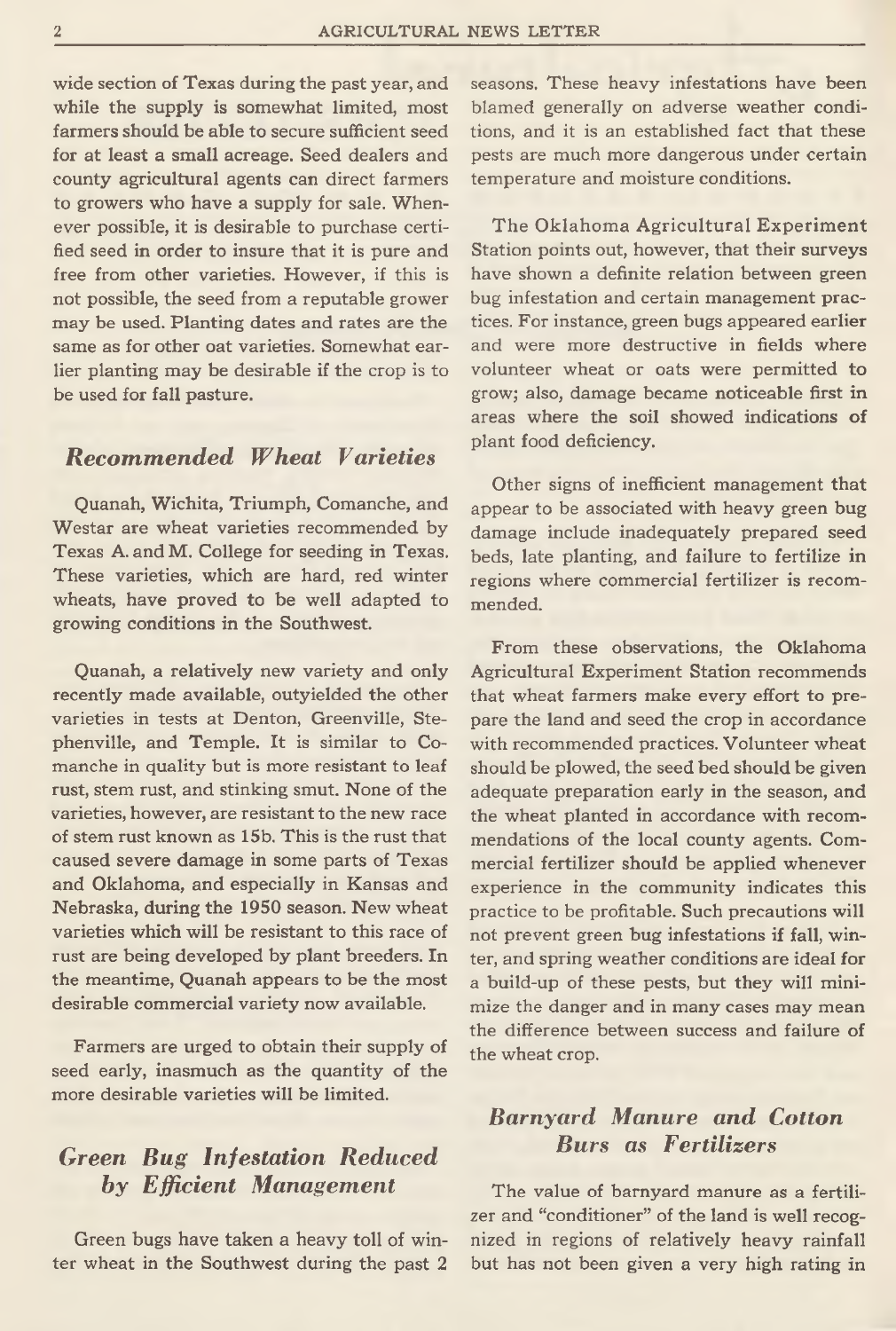wide section of Texas during the past year, and while the supply is somewhat limited, most farmers should be able to secure sufficient seed for at least a small acreage. Seed dealers and county agricultural agents can direct farmers to growers who have a supply for sale. Whenever possible, it is desirable to purchase certified seed in order to insure that it is pure and free from other varieties. However, if this is not possible, the seed from a reputable grower may be used. Planting dates and rates are the same as for other oat varieties. Somewhat earlier planting may be desirable if the crop is to be used for fall pasture.

## *Recommended Wheat Varieties*

Quanah, Wichita, Triumph, Comanche, and Westar are wheat varieties recommended by Texas A. and M. College for seeding in Texas. These varieties, which are hard, red winter wheats, have proved to be well adapted to growing conditions in the Southwest.

Quanah, a relatively new variety and only recently made available, outyielded the other varieties in tests at Denton, Greenville, Stephenville, and Temple. It is similar to Comanche in quality but is more resistant to leaf rust, stem rust, and stinking smut. None of the varieties, however, are resistant to the new race of stem rust known as 15b. This is the rust that caused severe damage in some parts of Texas and Oklahoma, and especially in Kansas and Nebraska, during the 1950 season. New wheat varieties which will be resistant to this race of rust are being developed by plant breeders. In the meantime, Quanah appears to be the most desirable commercial variety now available.

Farmers are urged to obtain their supply of seed early, inasmuch as the quantity of the more desirable varieties will be limited.

## *Green Bug Infestation Reduced by Efficient Management*

Green bugs have taken a heavy toll of winter wheat in the Southwest during the past 2 seasons. These heavy infestations have been blamed generally on adverse weather conditions, and it is an established fact that these pests are much more dangerous under certain temperature and moisture conditions.

The Oklahoma Agricultural Experiment Station points out, however, that their surveys have shown a definite relation between green bug infestation and certain management practices. For instance, green bugs appeared earlier and were more destructive in fields where volunteer wheat or oats were permitted to grow; also, damage became noticeable first in areas where the soil showed indications of plant food deficiency.

Other signs of inefficient management that appear to be associated with heavy green bug damage include inadequately prepared seed beds, late planting, and failure to fertilize in regions where commercial fertilizer is recommended.

From these observations, the Oklahoma Agricultural Experiment Station recommends that wheat farmers make every effort to prepare the land and seed the crop in accordance with recommended practices. Volunteer wheat should be plowed, the seed bed should be given adequate preparation early in the season, and the wheat planted in accordance with recommendations of the local county agents. Commercial fertilizer should be applied whenever experience in the community indicates this practice to be profitable. Such precautions will not prevent green bug infestations if fall, winter, and spring weather conditions are ideal for a build-up of these pests, but they will minimize the danger and in many cases may mean the difference between success and failure of the wheat crop.

## *Barnyard Manure and Cotton Burs as Fertilizers*

The value of barnyard manure as a fertilizer and "conditioner" of the land is well recognized in regions of relatively heavy rainfall but has not been given a very high rating in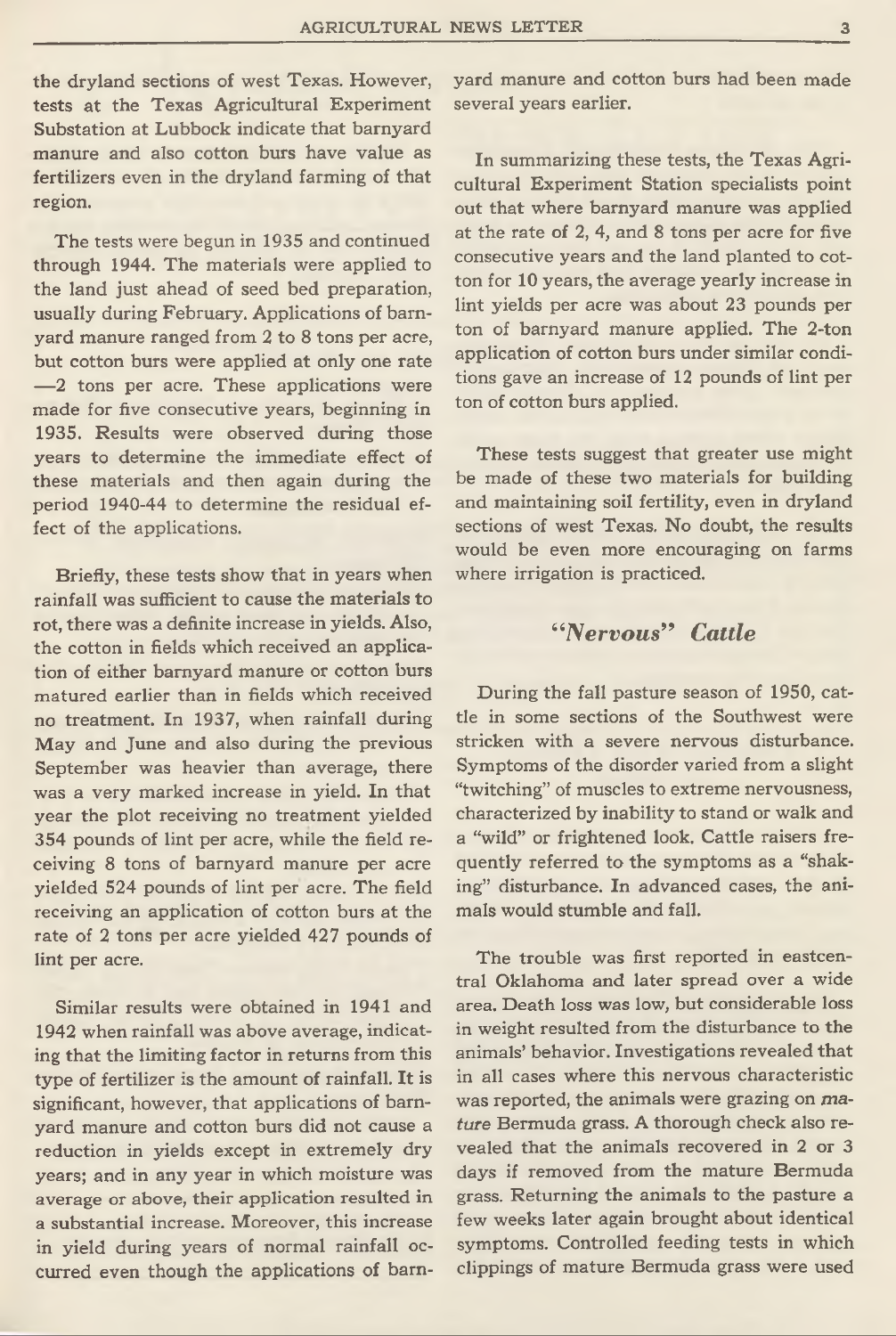the dryland sections of west Texas. However, tests at the Texas Agricultural Experiment Substation at Lubbock indicate that barnyard manure and also cotton burs have value as fertilizers even in the dryland farming of that region.

The tests were begun in 1935 and continued through 1944. The materials were applied to the land just ahead of seed bed preparation, usually during February. Applications of barnyard manure ranged from 2 to 8 tons per acre, but cotton burs were applied at only one rate —2 tons per acre. These applications were made for five consecutive years, beginning in 1935. Results were observed during those years to determine the immediate effect of these materials and then again during the period 1940-44 to determine the residual effect of the applications.

Briefly, these tests show that in years when rainfall was sufficient to cause the materials to rot, there was a definite increase in yields. Also, the cotton in fields which received an application of either barnyard manure or cotton burs matured earlier than in fields which received no treatment. In 1937, when rainfall during May and June and also during the previous September was heavier than average, there was a very marked increase in yield. In that year the plot receiving no treatment yielded 354 pounds of lint per acre, while the field receiving 8 tons of barnyard manure per acre yielded 524 pounds of lint per acre. The field receiving an application of cotton burs at the rate of 2 tons per acre yielded 427 pounds of lint per acre.

Similar results were obtained in 1941 and 1942 when rainfall was above average, indicating that the limiting factor in returns from this type of fertilizer is the amount of rainfall. It is significant, however, that applications of barnyard manure and cotton burs did not cause a reduction in yields except in extremely dry years; and in any year in which moisture was average or above, their application resulted in a substantial increase. Moreover, this increase in yield during years of normal rainfall occurred even though the applications of barnyard manure and cotton burs had been made several years earlier.

In summarizing these tests, the Texas Agricultural Experiment Station specialists point out that where barnyard manure was applied at the rate of 2, 4, and 8 tons per acre for five consecutive years and the land planted to cotton for 10 years, the average yearly increase in lint yields per acre was about 23 pounds per ton of barnyard manure applied. The 2-ton application of cotton burs under similar conditions gave an increase of 12 pounds of lint per ton of cotton burs applied.

These tests suggest that greater use might be made of these two materials for building and maintaining soil fertility, even in dryland sections of west Texas. No doubt, the results would be even more encouraging on farms where irrigation is practiced.

## *"Nervous" Cattle*

During the fall pasture season of 1950, cattle in some sections of the Southwest were stricken with a severe nervous disturbance. Symptoms of the disorder varied from a slight "twitching" of muscles to extreme nervousness, characterized by inability to stand or walk and a "wild" or frightened look. Cattle raisers frequently referred to the symptoms as a "shaking" disturbance. In advanced cases, the animals would stumble and fall.

The trouble was first reported in eastcentral Oklahoma and later spread over a wide area. Death loss was low, but considerable loss in weight resulted from the disturbance to the animals' behavior. Investigations revealed that in all cases where this nervous characteristic was reported, the animals were grazing on *mature* Bermuda grass. A thorough check also revealed that the animals recovered in 2 or 3 days if removed from the mature Bermuda grass. Returning the animals to the pasture a few weeks later again brought about identical symptoms. Controlled feeding tests in which clippings of mature Bermuda grass were used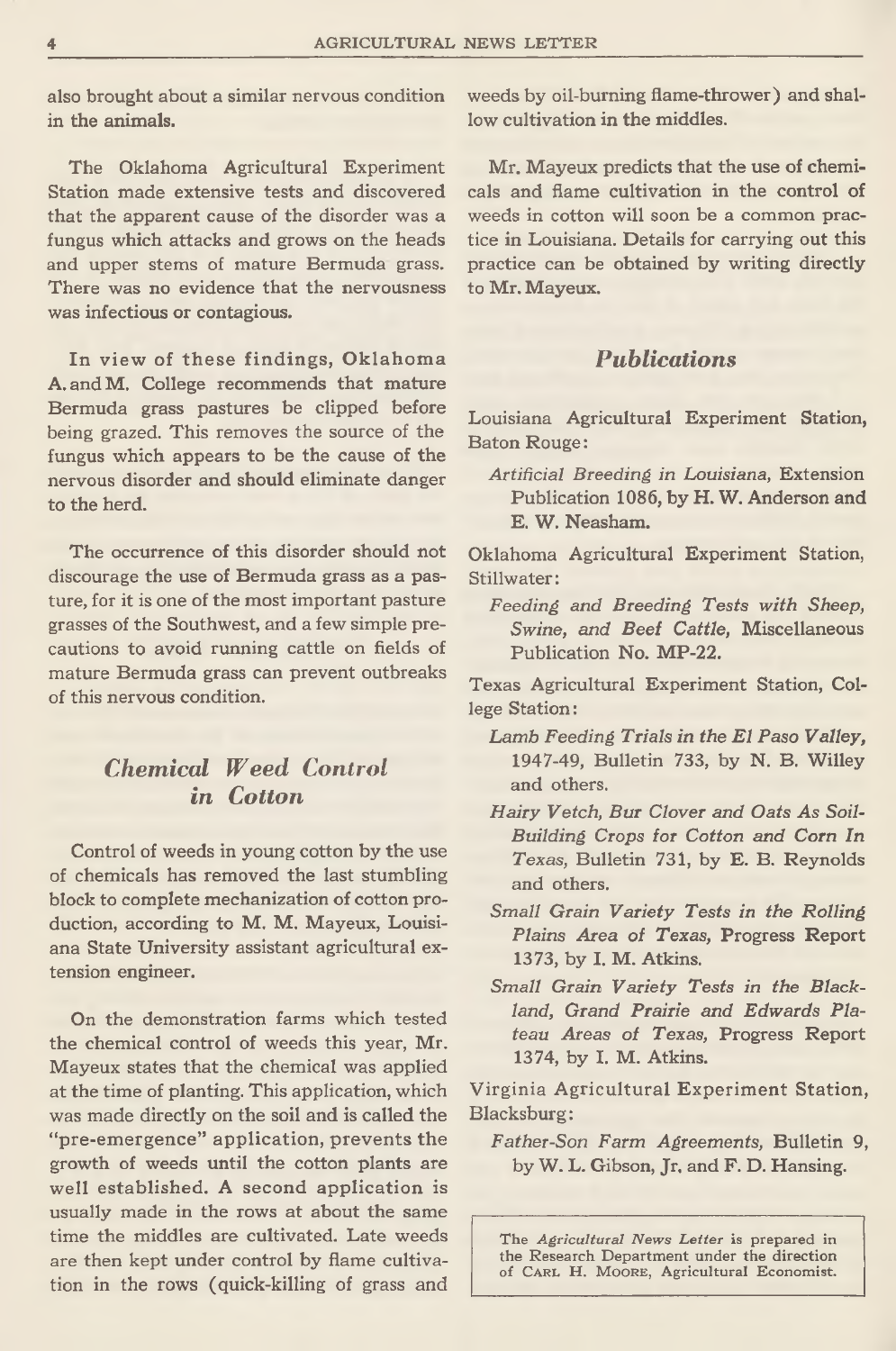also brought about a similar nervous condition in the animals.

The Oklahoma Agricultural Experiment Station made extensive tests and discovered that the apparent cause of the disorder was a fungus which attacks and grows on the heads and upper stems of mature Bermuda grass. There was no evidence that the nervousness was infectious or contagious.

In view of these findings, Oklahoma A. and M. College recommends that mature Bermuda grass pastures be clipped before being grazed. This removes the source of the fungus which appears to be the cause of the nervous disorder and should eliminate danger to the herd.

The occurrence of this disorder should not discourage the use of Bermuda grass as a pasture, for it is one of the most important pasture grasses of the Southwest, and a few simple precautions to avoid running cattle on fields of mature Bermuda grass can prevent outbreaks of this nervous condition.

## *Chemical Weed Control in Cotton*

Control of weeds in young cotton by the use of chemicals has removed the last stumbling block to complete mechanization of cotton production, according to M. M. Mayeux, Louisiana State University assistant agricultural extension engineer.

On the demonstration farms which tested the chemical control of weeds this year, Mr. Mayeux states that the chemical was applied at the time of planting. This application, which was made directly on the soil and is called the "pre-emergence" application, prevents the growth of weeds until the cotton plants are well established. A second application is usually made in the rows at about the same time the middles are cultivated. Late weeds are then kept under control by flame cultivation in the rows (quick-killing of grass and weeds by oil-burning flame-thrower) and shallow cultivation in the middles.

Mr. Mayeux predicts that the use of chemicals and flame cultivation in the control of weeds in cotton will soon be a common practice in Louisiana. Details for carrying out this practice can be obtained by writing directly to Mr. Mayeux.

## *Publications*

Louisiana Agricultural Experiment Station, Baton Rouge:

- *Artificial Breeding in Louisiana,* Extension Publication 1086, by H. W. Anderson and E. W. Neasham.

Oklahoma Agricultural Experiment Station, Stillwater:

- *Feeding and Breeding Tests with Sheep, Swine, and Beef Cattle,* Miscellaneous Publication No. MP-22.

Texas Agricultural Experiment Station, College Station:

- *Lamb Feeding Trials in the El Paso Valley, 1947-49,* Bulletin 733, by N. B. Willey and others.
- *Hairy Vetch, Bur Clover and Oats As Soil-Building Crops for Cotton and Corn In Texas,* Bulletin 731, by E. B. Reynolds and others.
- *Small Grain Variety Tests in the Rolling Plains Area of Texas,* Progress Report 1373, by I. M. Atkins.
- *Small Grain Variety Tests in the Blackland, Grand Prairie and Edwards Plateau Areas of Texas,* Progress Report 1374, by I. M. Atkins.

Virginia Agricultural Experiment Station, Blacksburg:

- *Father-Son Farm Agreements,* Bulletin 9, by W. L. Gibson, Jr. and F. D. Hansing.

The *Agricultural News Letter* is prepared in the Research Department under the direction of Carl H. Moore, Agricultural Economist.